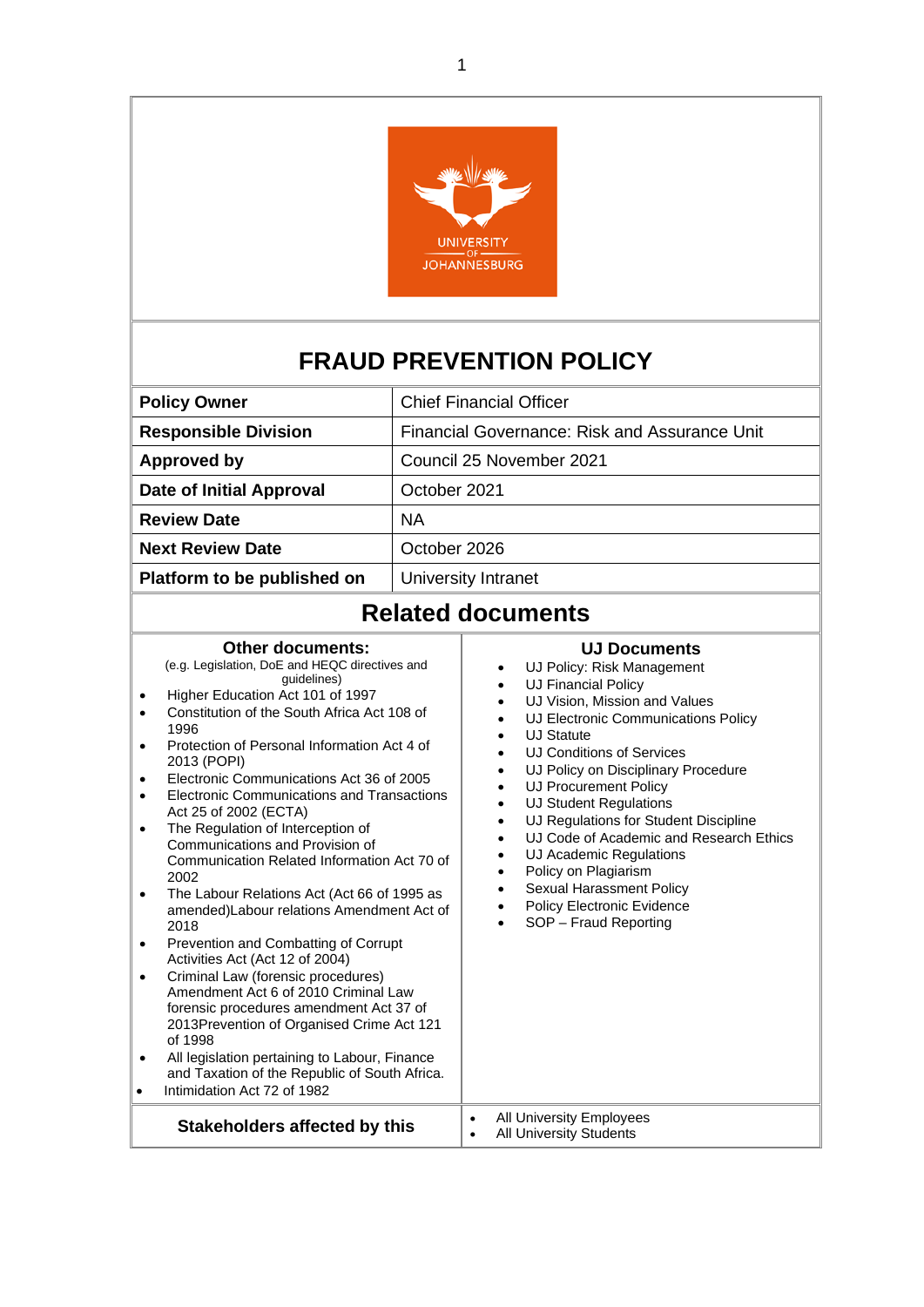# FRAUD PREVENTION POLICY

| | |
|---|---|
| **Policy Owner** | Chief Financial Officer |
| **Responsible Division** | Financial Governance: Risk and Assurance Unit |
| **Approved by** | Council 25 November 2021 |
| **Date of Initial Approval** | October 2021 |
| **Review Date** | NA |
| **Next Review Date** | October 2026 |
| **Platform to be published on** | University Intranet |

## Related documents

### Other documents:

(e.g. Legislation, DoE and HEQC directives and guidelines)

- Higher Education Act 101 of 1997
- Constitution of the South Africa Act 108 of 1996
- Protection of Personal Information Act 4 of 2013 (POPI)
- Electronic Communications Act 36 of 2005
- Electronic Communications and Transactions Act 25 of 2002 (ECTA)
- The Regulation of Interception of Communications and Provision of Communication Related Information Act 70 of 2002
- The Labour Relations Act (Act 66 of 1995 as amended)Labour relations Amendment Act of 2018
- Prevention and Combatting of Corrupt Activities Act (Act 12 of 2004)
- Criminal Law (forensic procedures) Amendment Act 6 of 2010 Criminal Law forensic procedures amendment Act 37 of 2013Prevention of Organised Crime Act 121 of 1998
- All legislation pertaining to Labour, Finance and Taxation of the Republic of South Africa.
- Intimidation Act 72 of 1982

### UJ Documents

- UJ Policy: Risk Management
- UJ Financial Policy
- UJ Vision, Mission and Values
- UJ Electronic Communications Policy
- UJ Statute
- UJ Conditions of Services
- UJ Policy on Disciplinary Procedure
- UJ Procurement Policy
- UJ Student Regulations
- UJ Regulations for Student Discipline
- UJ Code of Academic and Research Ethics
- UJ Academic Regulations
- Policy on Plagiarism
- Sexual Harassment Policy
- Policy Electronic Evidence
- SOP – Fraud Reporting

| **Stakeholders affected by this** | • All University Employees<br>• All University Students |
|---|---|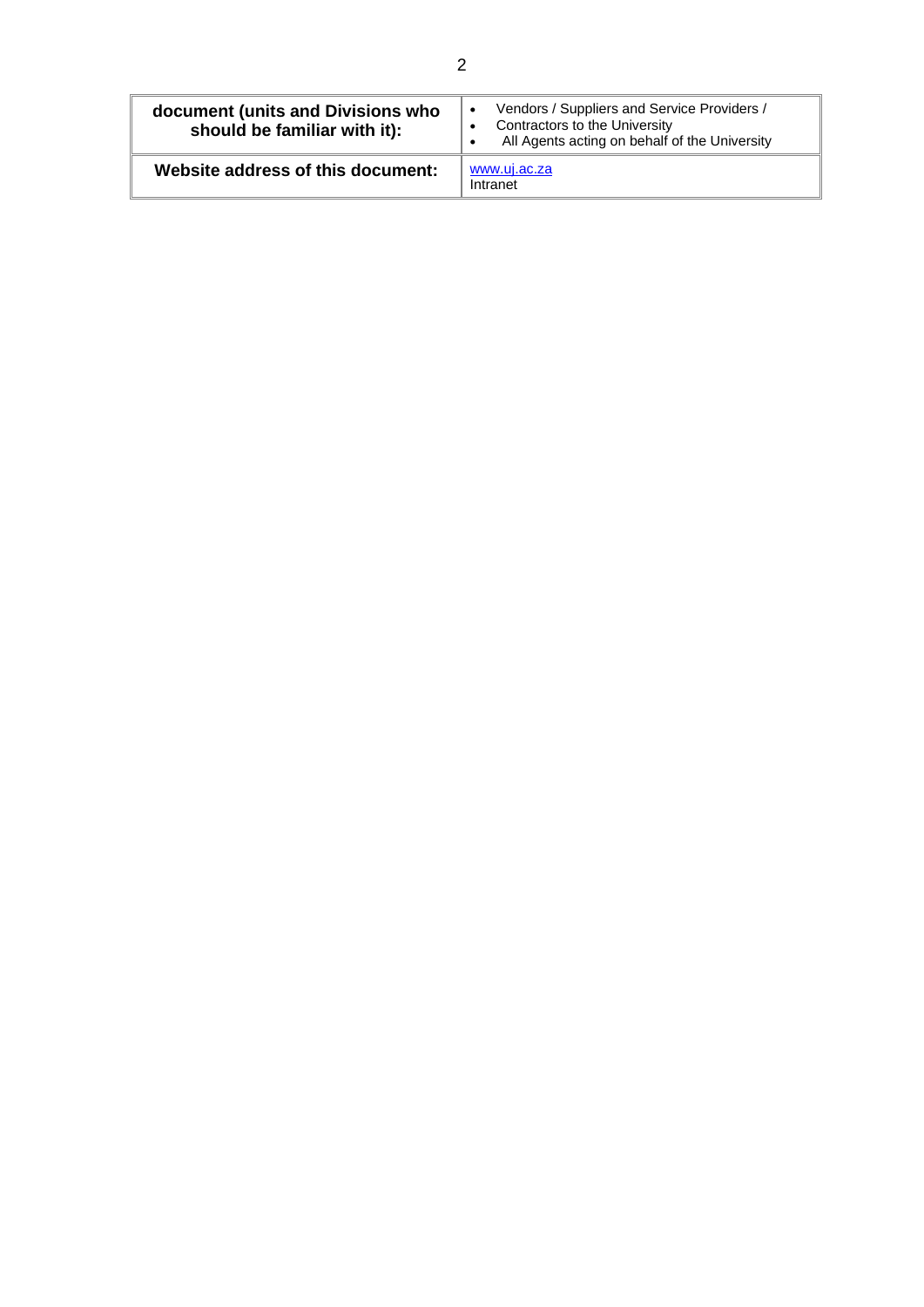| document (units and Divisions who should be familiar with it): | • Vendors / Suppliers and Service Providers / <br> • Contractors to the University <br> • All Agents acting on behalf of the University |
|---|---|
| **Website address of this document:** | www.uj.ac.za <br> Intranet |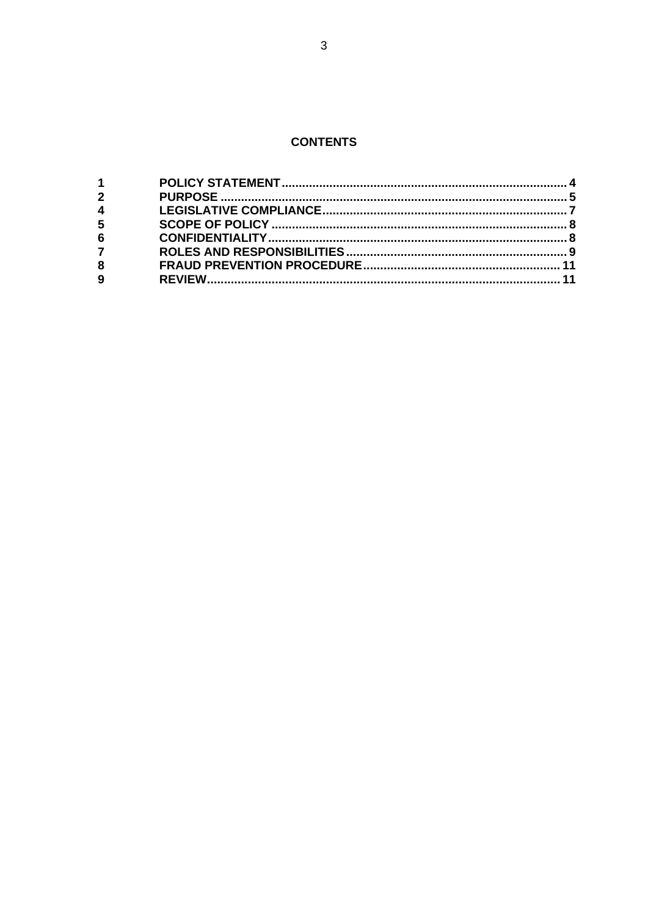**CONTENTS**

| | | |
|---|---|---|
| **1** | **POLICY STATEMENT** | **4** |
| **2** | **PURPOSE** | **5** |
| **4** | **LEGISLATIVE COMPLIANCE** | **7** |
| **5** | **SCOPE OF POLICY** | **8** |
| **6** | **CONFIDENTIALITY** | **8** |
| **7** | **ROLES AND RESPONSIBILITIES** | **9** |
| **8** | **FRAUD PREVENTION PROCEDURE** | **11** |
| **9** | **REVIEW** | **11** |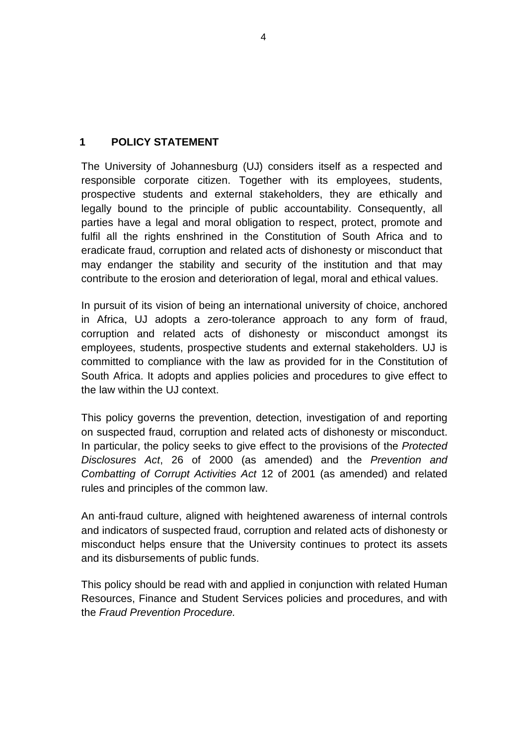## 1 POLICY STATEMENT

The University of Johannesburg (UJ) considers itself as a respected and responsible corporate citizen. Together with its employees, students, prospective students and external stakeholders, they are ethically and legally bound to the principle of public accountability. Consequently, all parties have a legal and moral obligation to respect, protect, promote and fulfil all the rights enshrined in the Constitution of South Africa and to eradicate fraud, corruption and related acts of dishonesty or misconduct that may endanger the stability and security of the institution and that may contribute to the erosion and deterioration of legal, moral and ethical values.

In pursuit of its vision of being an international university of choice, anchored in Africa, UJ adopts a zero-tolerance approach to any form of fraud, corruption and related acts of dishonesty or misconduct amongst its employees, students, prospective students and external stakeholders. UJ is committed to compliance with the law as provided for in the Constitution of South Africa. It adopts and applies policies and procedures to give effect to the law within the UJ context.

This policy governs the prevention, detection, investigation of and reporting on suspected fraud, corruption and related acts of dishonesty or misconduct. In particular, the policy seeks to give effect to the provisions of the *Protected Disclosures Act*, 26 of 2000 (as amended) and the *Prevention and Combatting of Corrupt Activities Act* 12 of 2001 (as amended) and related rules and principles of the common law.

An anti-fraud culture, aligned with heightened awareness of internal controls and indicators of suspected fraud, corruption and related acts of dishonesty or misconduct helps ensure that the University continues to protect its assets and its disbursements of public funds.

This policy should be read with and applied in conjunction with related Human Resources, Finance and Student Services policies and procedures, and with the *Fraud Prevention Procedure.*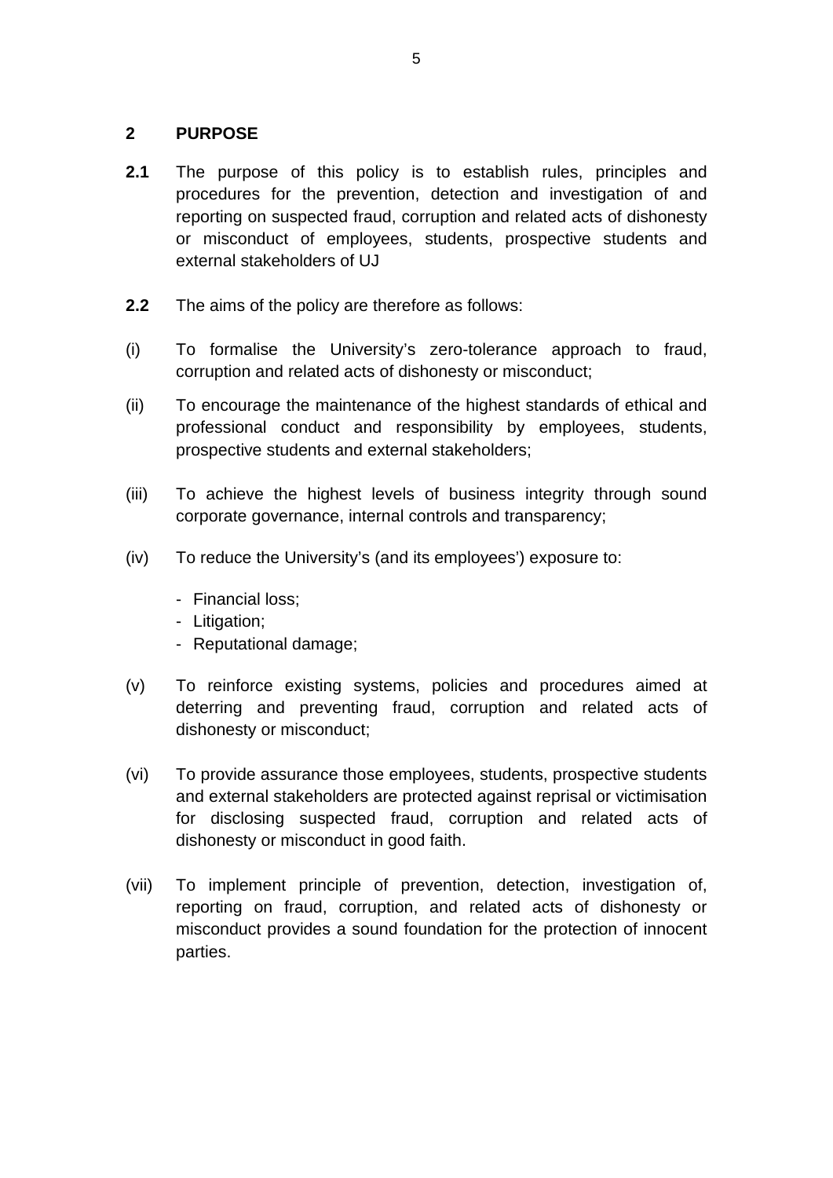## 2 PURPOSE

**2.1** The purpose of this policy is to establish rules, principles and procedures for the prevention, detection and investigation of and reporting on suspected fraud, corruption and related acts of dishonesty or misconduct of employees, students, prospective students and external stakeholders of UJ

**2.2** The aims of the policy are therefore as follows:

(i) To formalise the University's zero-tolerance approach to fraud, corruption and related acts of dishonesty or misconduct;

(ii) To encourage the maintenance of the highest standards of ethical and professional conduct and responsibility by employees, students, prospective students and external stakeholders;

(iii) To achieve the highest levels of business integrity through sound corporate governance, internal controls and transparency;

(iv) To reduce the University's (and its employees') exposure to:

- Financial loss;
- Litigation;
- Reputational damage;

(v) To reinforce existing systems, policies and procedures aimed at deterring and preventing fraud, corruption and related acts of dishonesty or misconduct;

(vi) To provide assurance those employees, students, prospective students and external stakeholders are protected against reprisal or victimisation for disclosing suspected fraud, corruption and related acts of dishonesty or misconduct in good faith.

(vii) To implement principle of prevention, detection, investigation of, reporting on fraud, corruption, and related acts of dishonesty or misconduct provides a sound foundation for the protection of innocent parties.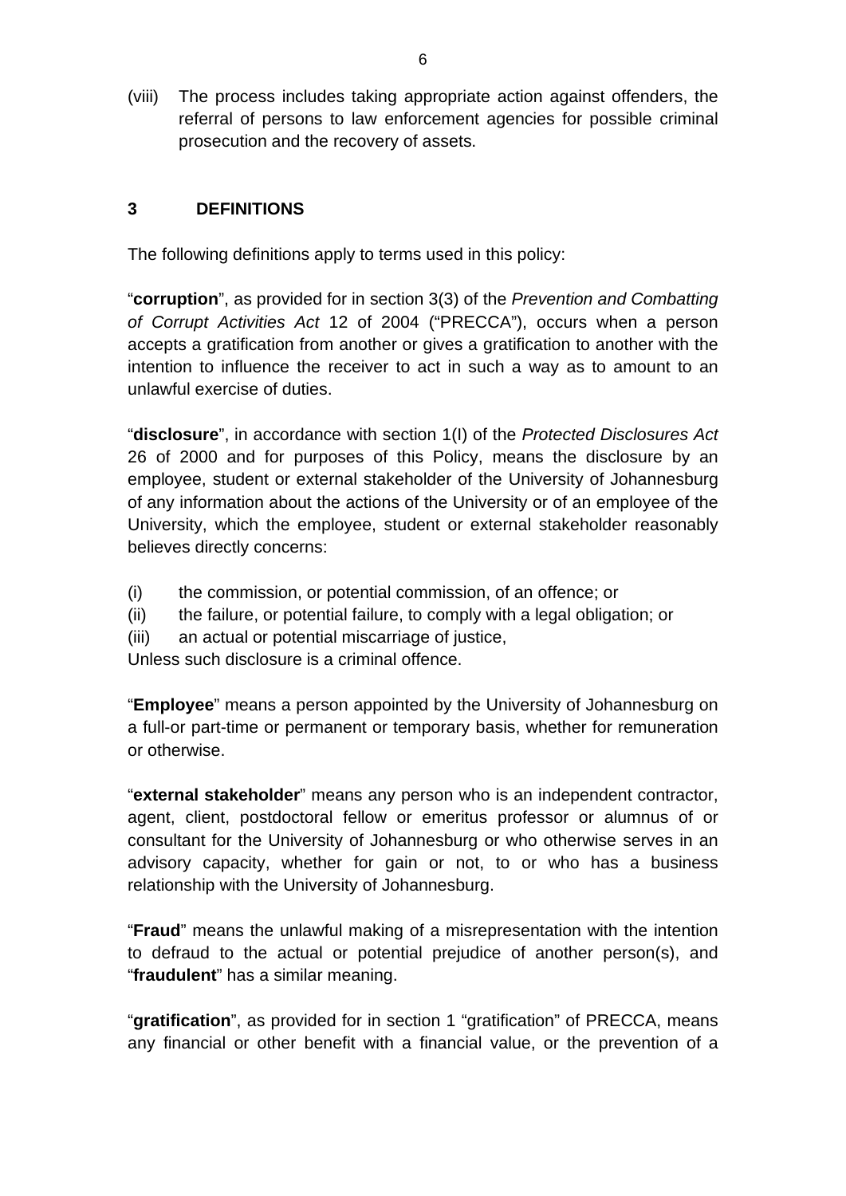(viii) The process includes taking appropriate action against offenders, the referral of persons to law enforcement agencies for possible criminal prosecution and the recovery of assets.

## 3 DEFINITIONS

The following definitions apply to terms used in this policy:

"**corruption**", as provided for in section 3(3) of the *Prevention and Combatting of Corrupt Activities Act* 12 of 2004 ("PRECCA"), occurs when a person accepts a gratification from another or gives a gratification to another with the intention to influence the receiver to act in such a way as to amount to an unlawful exercise of duties.

"**disclosure**", in accordance with section 1(I) of the *Protected Disclosures Act* 26 of 2000 and for purposes of this Policy, means the disclosure by an employee, student or external stakeholder of the University of Johannesburg of any information about the actions of the University or of an employee of the University, which the employee, student or external stakeholder reasonably believes directly concerns:

(i) the commission, or potential commission, of an offence; or
(ii) the failure, or potential failure, to comply with a legal obligation; or
(iii) an actual or potential miscarriage of justice,
Unless such disclosure is a criminal offence.

"**Employee**" means a person appointed by the University of Johannesburg on a full-or part-time or permanent or temporary basis, whether for remuneration or otherwise.

"**external stakeholder**" means any person who is an independent contractor, agent, client, postdoctoral fellow or emeritus professor or alumnus of or consultant for the University of Johannesburg or who otherwise serves in an advisory capacity, whether for gain or not, to or who has a business relationship with the University of Johannesburg.

"**Fraud**" means the unlawful making of a misrepresentation with the intention to defraud to the actual or potential prejudice of another person(s), and "**fraudulent**" has a similar meaning.

"**gratification**", as provided for in section 1 "gratification" of PRECCA, means any financial or other benefit with a financial value, or the prevention of a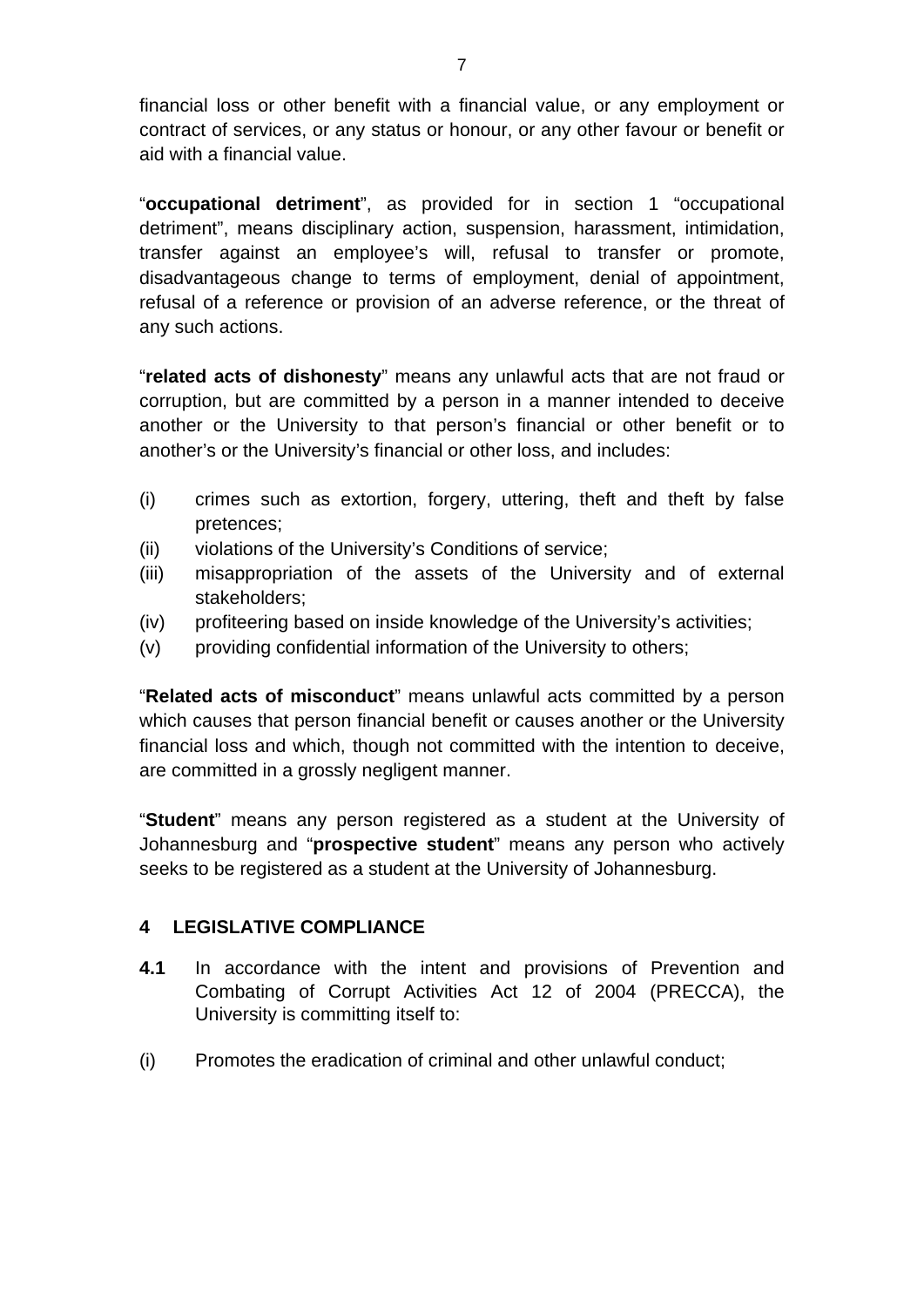financial loss or other benefit with a financial value, or any employment or contract of services, or any status or honour, or any other favour or benefit or aid with a financial value.

"**occupational detriment**", as provided for in section 1 "occupational detriment", means disciplinary action, suspension, harassment, intimidation, transfer against an employee's will, refusal to transfer or promote, disadvantageous change to terms of employment, denial of appointment, refusal of a reference or provision of an adverse reference, or the threat of any such actions.

"**related acts of dishonesty**" means any unlawful acts that are not fraud or corruption, but are committed by a person in a manner intended to deceive another or the University to that person's financial or other benefit or to another's or the University's financial or other loss, and includes:

(i) crimes such as extortion, forgery, uttering, theft and theft by false pretences;
(ii) violations of the University's Conditions of service;
(iii) misappropriation of the assets of the University and of external stakeholders;
(iv) profiteering based on inside knowledge of the University's activities;
(v) providing confidential information of the University to others;

"**Related acts of misconduct**" means unlawful acts committed by a person which causes that person financial benefit or causes another or the University financial loss and which, though not committed with the intention to deceive, are committed in a grossly negligent manner.

"**Student**" means any person registered as a student at the University of Johannesburg and "**prospective student**" means any person who actively seeks to be registered as a student at the University of Johannesburg.

## 4 LEGISLATIVE COMPLIANCE

**4.1** In accordance with the intent and provisions of Prevention and Combating of Corrupt Activities Act 12 of 2004 (PRECCA), the University is committing itself to:

(i) Promotes the eradication of criminal and other unlawful conduct;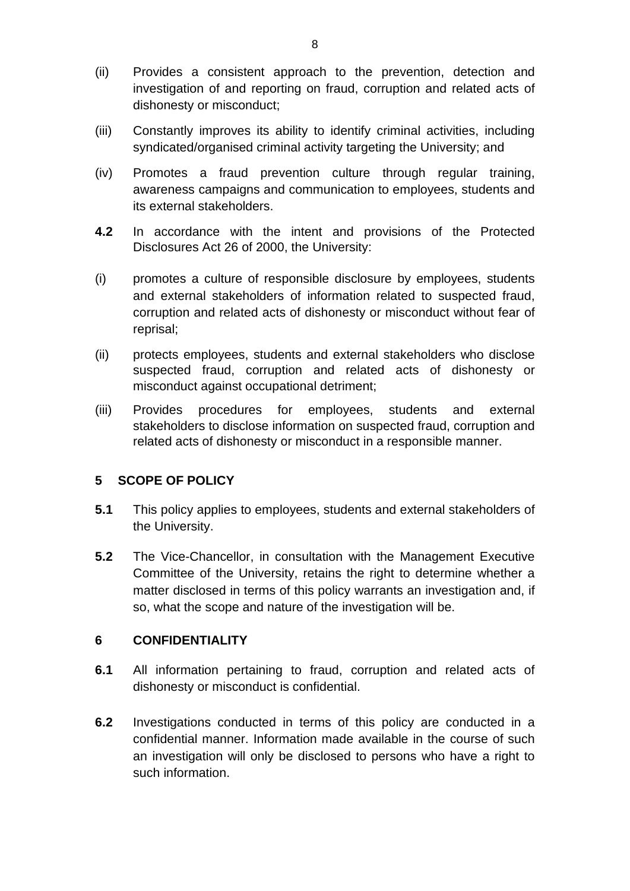(ii) Provides a consistent approach to the prevention, detection and investigation of and reporting on fraud, corruption and related acts of dishonesty or misconduct;

(iii) Constantly improves its ability to identify criminal activities, including syndicated/organised criminal activity targeting the University; and

(iv) Promotes a fraud prevention culture through regular training, awareness campaigns and communication to employees, students and its external stakeholders.

**4.2** In accordance with the intent and provisions of the Protected Disclosures Act 26 of 2000, the University:

(i) promotes a culture of responsible disclosure by employees, students and external stakeholders of information related to suspected fraud, corruption and related acts of dishonesty or misconduct without fear of reprisal;

(ii) protects employees, students and external stakeholders who disclose suspected fraud, corruption and related acts of dishonesty or misconduct against occupational detriment;

(iii) Provides procedures for employees, students and external stakeholders to disclose information on suspected fraud, corruption and related acts of dishonesty or misconduct in a responsible manner.

## 5 SCOPE OF POLICY

**5.1** This policy applies to employees, students and external stakeholders of the University.

**5.2** The Vice-Chancellor, in consultation with the Management Executive Committee of the University, retains the right to determine whether a matter disclosed in terms of this policy warrants an investigation and, if so, what the scope and nature of the investigation will be.

## 6 CONFIDENTIALITY

**6.1** All information pertaining to fraud, corruption and related acts of dishonesty or misconduct is confidential.

**6.2** Investigations conducted in terms of this policy are conducted in a confidential manner. Information made available in the course of such an investigation will only be disclosed to persons who have a right to such information.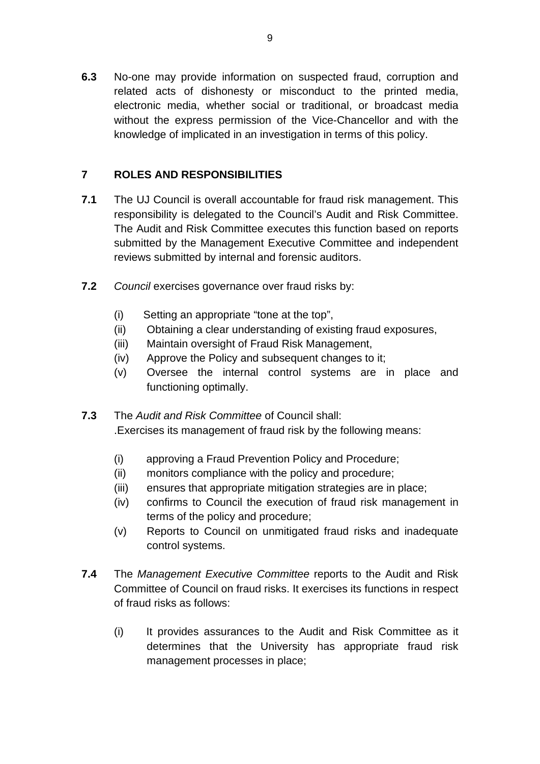**6.3** No-one may provide information on suspected fraud, corruption and related acts of dishonesty or misconduct to the printed media, electronic media, whether social or traditional, or broadcast media without the express permission of the Vice-Chancellor and with the knowledge of implicated in an investigation in terms of this policy.

## 7 ROLES AND RESPONSIBILITIES

**7.1** The UJ Council is overall accountable for fraud risk management. This responsibility is delegated to the Council's Audit and Risk Committee. The Audit and Risk Committee executes this function based on reports submitted by the Management Executive Committee and independent reviews submitted by internal and forensic auditors.

**7.2** *Council* exercises governance over fraud risks by:

(i) Setting an appropriate "tone at the top",
(ii) Obtaining a clear understanding of existing fraud exposures,
(iii) Maintain oversight of Fraud Risk Management,
(iv) Approve the Policy and subsequent changes to it;
(v) Oversee the internal control systems are in place and functioning optimally.

**7.3** The *Audit and Risk Committee* of Council shall:
.Exercises its management of fraud risk by the following means:

(i) approving a Fraud Prevention Policy and Procedure;
(ii) monitors compliance with the policy and procedure;
(iii) ensures that appropriate mitigation strategies are in place;
(iv) confirms to Council the execution of fraud risk management in terms of the policy and procedure;
(v) Reports to Council on unmitigated fraud risks and inadequate control systems.

**7.4** The *Management Executive Committee* reports to the Audit and Risk Committee of Council on fraud risks. It exercises its functions in respect of fraud risks as follows:

(i) It provides assurances to the Audit and Risk Committee as it determines that the University has appropriate fraud risk management processes in place;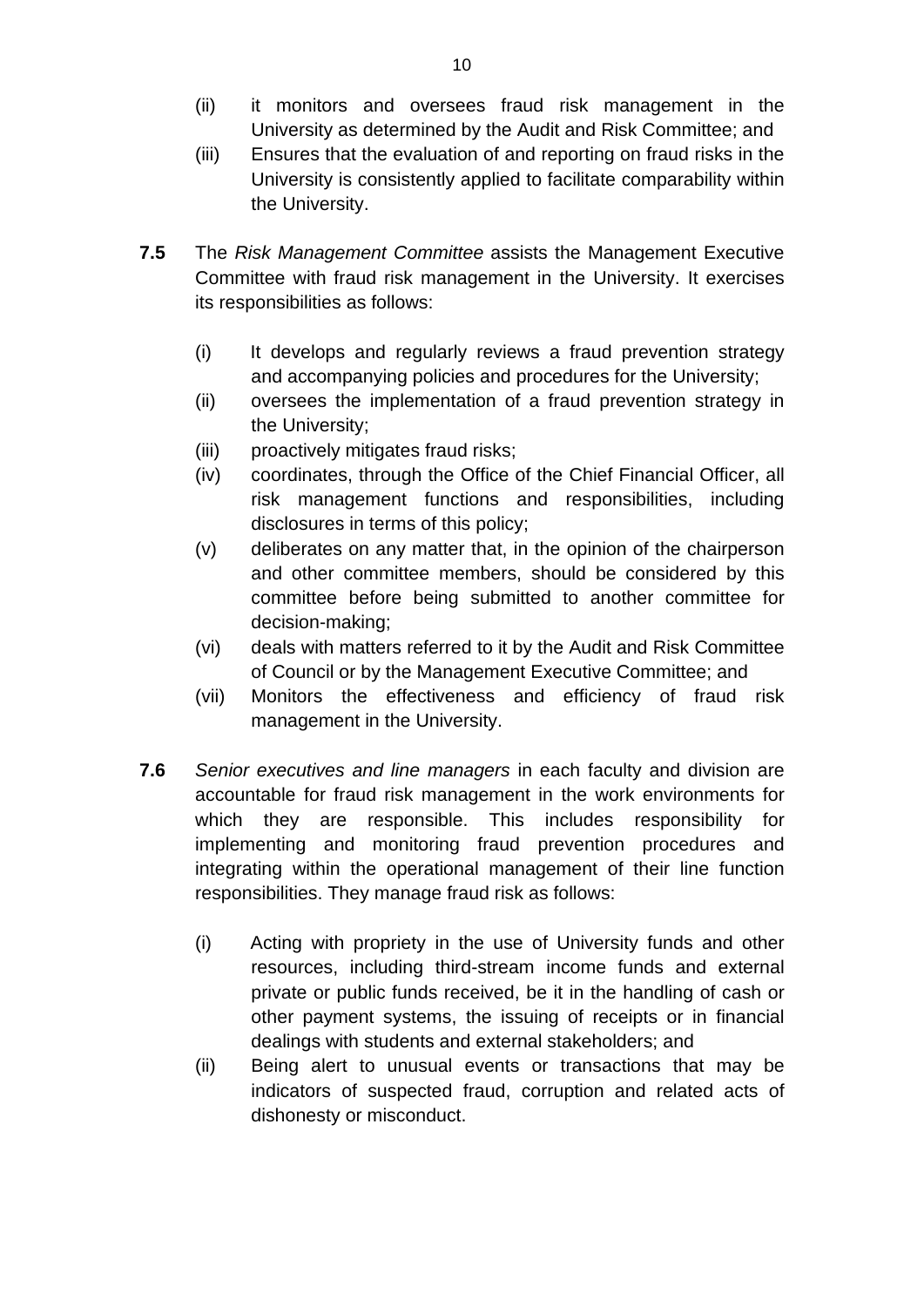(ii) it monitors and oversees fraud risk management in the University as determined by the Audit and Risk Committee; and

(iii) Ensures that the evaluation of and reporting on fraud risks in the University is consistently applied to facilitate comparability within the University.

**7.5** The *Risk Management Committee* assists the Management Executive Committee with fraud risk management in the University. It exercises its responsibilities as follows:

(i) It develops and regularly reviews a fraud prevention strategy and accompanying policies and procedures for the University;

(ii) oversees the implementation of a fraud prevention strategy in the University;

(iii) proactively mitigates fraud risks;

(iv) coordinates, through the Office of the Chief Financial Officer, all risk management functions and responsibilities, including disclosures in terms of this policy;

(v) deliberates on any matter that, in the opinion of the chairperson and other committee members, should be considered by this committee before being submitted to another committee for decision-making;

(vi) deals with matters referred to it by the Audit and Risk Committee of Council or by the Management Executive Committee; and

(vii) Monitors the effectiveness and efficiency of fraud risk management in the University.

**7.6** *Senior executives and line managers* in each faculty and division are accountable for fraud risk management in the work environments for which they are responsible. This includes responsibility for implementing and monitoring fraud prevention procedures and integrating within the operational management of their line function responsibilities. They manage fraud risk as follows:

(i) Acting with propriety in the use of University funds and other resources, including third-stream income funds and external private or public funds received, be it in the handling of cash or other payment systems, the issuing of receipts or in financial dealings with students and external stakeholders; and

(ii) Being alert to unusual events or transactions that may be indicators of suspected fraud, corruption and related acts of dishonesty or misconduct.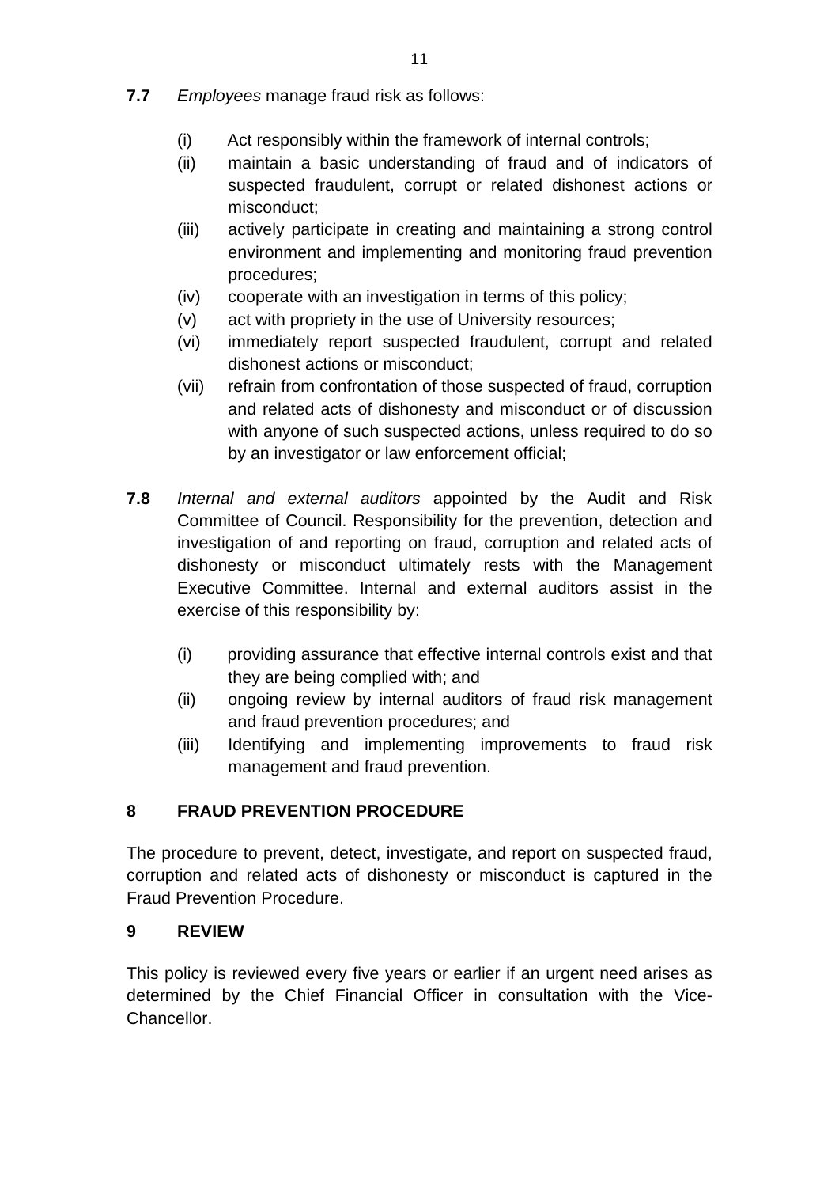**7.7** *Employees* manage fraud risk as follows:

(i) Act responsibly within the framework of internal controls;

(ii) maintain a basic understanding of fraud and of indicators of suspected fraudulent, corrupt or related dishonest actions or misconduct;

(iii) actively participate in creating and maintaining a strong control environment and implementing and monitoring fraud prevention procedures;

(iv) cooperate with an investigation in terms of this policy;

(v) act with propriety in the use of University resources;

(vi) immediately report suspected fraudulent, corrupt and related dishonest actions or misconduct;

(vii) refrain from confrontation of those suspected of fraud, corruption and related acts of dishonesty and misconduct or of discussion with anyone of such suspected actions, unless required to do so by an investigator or law enforcement official;

**7.8** *Internal and external auditors* appointed by the Audit and Risk Committee of Council. Responsibility for the prevention, detection and investigation of and reporting on fraud, corruption and related acts of dishonesty or misconduct ultimately rests with the Management Executive Committee. Internal and external auditors assist in the exercise of this responsibility by:

(i) providing assurance that effective internal controls exist and that they are being complied with; and

(ii) ongoing review by internal auditors of fraud risk management and fraud prevention procedures; and

(iii) Identifying and implementing improvements to fraud risk management and fraud prevention.

## 8 FRAUD PREVENTION PROCEDURE

The procedure to prevent, detect, investigate, and report on suspected fraud, corruption and related acts of dishonesty or misconduct is captured in the Fraud Prevention Procedure.

## 9 REVIEW

This policy is reviewed every five years or earlier if an urgent need arises as determined by the Chief Financial Officer in consultation with the Vice-Chancellor.